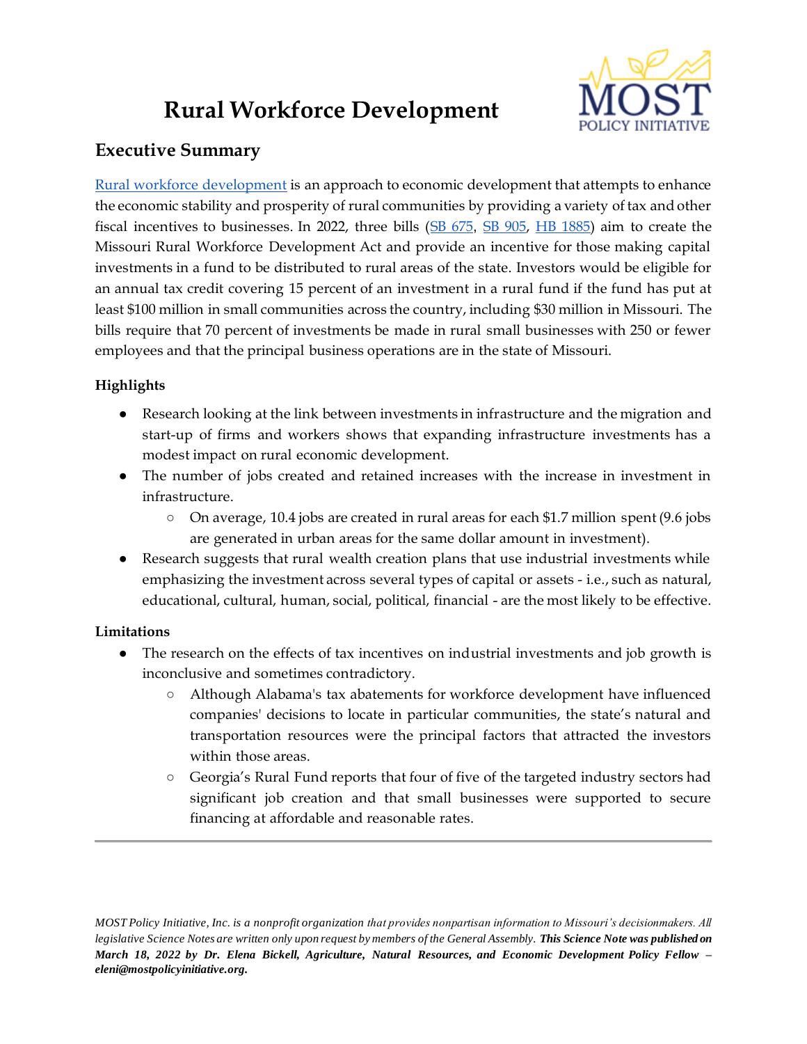# Rural Workforce Development

## Executive Summary

Rural workforce development is an approach to economic development that attempts to enhance the economic stability and prosperity of rural communities by providing a variety of tax and other fiscal incentives to businesses. In 2022, three bills (SB 675, SB 905, HB 1885) aim to create the Missouri Rural Workforce Development Act and provide an incentive for those making capital investments in a fund to be distributed to rural areas of the state. Investors would be eligible for an annual tax credit covering 15 percent of an investment in a rural fund if the fund has put at least $100 million in small communities across the country, including $30 million in Missouri. The bills require that 70 percent of investments be made in rural small businesses with 250 or fewer employees and that the principal business operations are in the state of Missouri.

### Highlights

- Research looking at the link between investments in infrastructure and the migration and start-up of firms and workers shows that expanding infrastructure investments has a modest impact on rural economic development.
- The number of jobs created and retained increases with the increase in investment in infrastructure.
  - On average, 10.4 jobs are created in rural areas for each $1.7 million spent (9.6 jobs are generated in urban areas for the same dollar amount in investment).
- Research suggests that rural wealth creation plans that use industrial investments while emphasizing the investment across several types of capital or assets - i.e., such as natural, educational, cultural, human, social, political, financial - are the most likely to be effective.

### Limitations

- The research on the effects of tax incentives on industrial investments and job growth is inconclusive and sometimes contradictory.
  - Although Alabama's tax abatements for workforce development have influenced companies' decisions to locate in particular communities, the state's natural and transportation resources were the principal factors that attracted the investors within those areas.
  - Georgia's Rural Fund reports that four of five of the targeted industry sectors had significant job creation and that small businesses were supported to secure financing at affordable and reasonable rates.

---

*MOST Policy Initiative, Inc. is a nonprofit organization that provides nonpartisan information to Missouri's decisionmakers. All legislative Science Notes are written only upon request by members of the General Assembly.* ***This Science Note was published on March 18, 2022 by Dr. Elena Bickell, Agriculture, Natural Resources, and Economic Development Policy Fellow – eleni@mostpolicyinitiative.org.***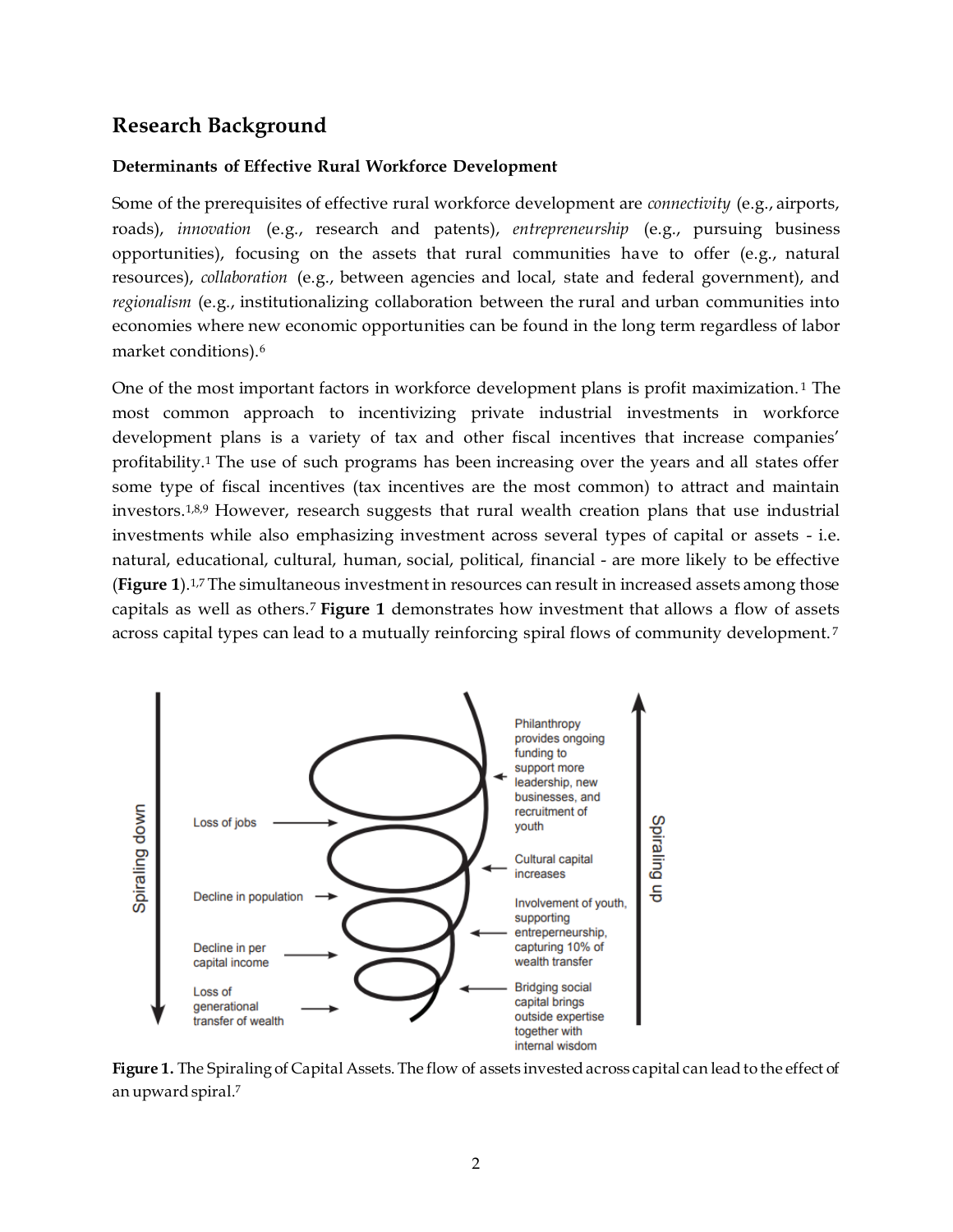## Research Background

### Determinants of Effective Rural Workforce Development

Some of the prerequisites of effective rural workforce development are *connectivity* (e.g., airports, roads), *innovation* (e.g., research and patents), *entrepreneurship* (e.g., pursuing business opportunities), focusing on the assets that rural communities have to offer (e.g., natural resources), *collaboration* (e.g., between agencies and local, state and federal government), and *regionalism* (e.g., institutionalizing collaboration between the rural and urban communities into economies where new economic opportunities can be found in the long term regardless of labor market conditions).[6]

One of the most important factors in workforce development plans is profit maximization.[1] The most common approach to incentivizing private industrial investments in workforce development plans is a variety of tax and other fiscal incentives that increase companies' profitability.[1] The use of such programs has been increasing over the years and all states offer some type of fiscal incentives (tax incentives are the most common) to attract and maintain investors.[1,8,9] However, research suggests that rural wealth creation plans that use industrial investments while also emphasizing investment across several types of capital or assets - i.e. natural, educational, cultural, human, social, political, financial - are more likely to be effective (**Figure 1**).[1,7] The simultaneous investment in resources can result in increased assets among those capitals as well as others.[7] **Figure 1** demonstrates how investment that allows a flow of assets across capital types can lead to a mutually reinforcing spiral flows of community development.[7]

**Figure 1.** The Spiraling of Capital Assets. The flow of assets invested across capital can lead to the effect of an upward spiral.[7]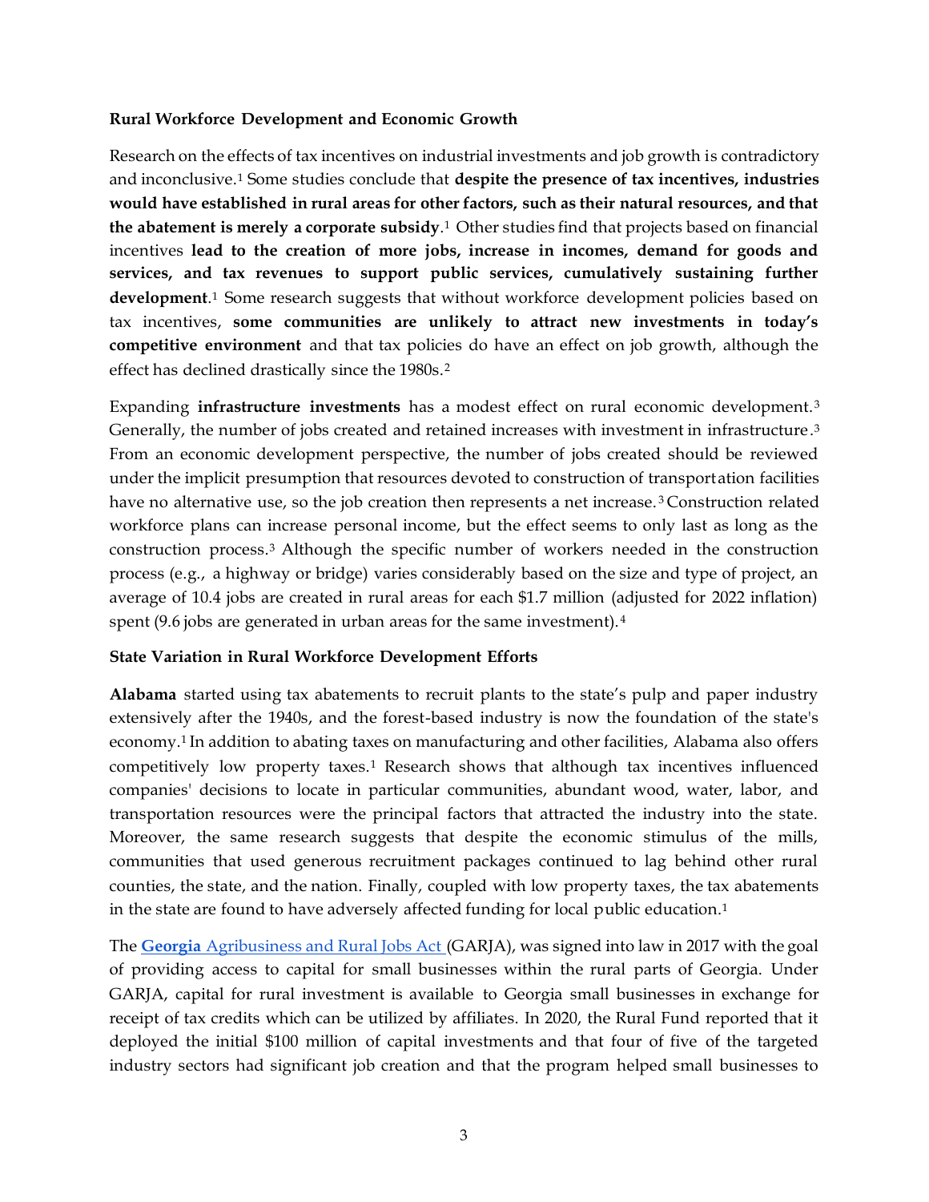**Rural Workforce Development and Economic Growth**

Research on the effects of tax incentives on industrial investments and job growth is contradictory and inconclusive.[1] Some studies conclude that **despite the presence of tax incentives, industries would have established in rural areas for other factors, such as their natural resources, and that the abatement is merely a corporate subsidy**.[1] Other studies find that projects based on financial incentives **lead to the creation of more jobs, increase in incomes, demand for goods and services, and tax revenues to support public services, cumulatively sustaining further development**.[1] Some research suggests that without workforce development policies based on tax incentives, **some communities are unlikely to attract new investments in today's competitive environment** and that tax policies do have an effect on job growth, although the effect has declined drastically since the 1980s.[2]

Expanding **infrastructure investments** has a modest effect on rural economic development.[3] Generally, the number of jobs created and retained increases with investment in infrastructure.[3] From an economic development perspective, the number of jobs created should be reviewed under the implicit presumption that resources devoted to construction of transportation facilities have no alternative use, so the job creation then represents a net increase.[3] Construction related workforce plans can increase personal income, but the effect seems to only last as long as the construction process.[3] Although the specific number of workers needed in the construction process (e.g., a highway or bridge) varies considerably based on the size and type of project, an average of 10.4 jobs are created in rural areas for each $1.7 million (adjusted for 2022 inflation) spent (9.6 jobs are generated in urban areas for the same investment).[4]

**State Variation in Rural Workforce Development Efforts**

**Alabama** started using tax abatements to recruit plants to the state's pulp and paper industry extensively after the 1940s, and the forest-based industry is now the foundation of the state's economy.[1] In addition to abating taxes on manufacturing and other facilities, Alabama also offers competitively low property taxes.[1] Research shows that although tax incentives influenced companies' decisions to locate in particular communities, abundant wood, water, labor, and transportation resources were the principal factors that attracted the industry into the state. Moreover, the same research suggests that despite the economic stimulus of the mills, communities that used generous recruitment packages continued to lag behind other rural counties, the state, and the nation. Finally, coupled with low property taxes, the tax abatements in the state are found to have adversely affected funding for local public education.[1]

The **Georgia** Agribusiness and Rural Jobs Act (GARJA), was signed into law in 2017 with the goal of providing access to capital for small businesses within the rural parts of Georgia. Under GARJA, capital for rural investment is available to Georgia small businesses in exchange for receipt of tax credits which can be utilized by affiliates. In 2020, the Rural Fund reported that it deployed the initial $100 million of capital investments and that four of five of the targeted industry sectors had significant job creation and that the program helped small businesses to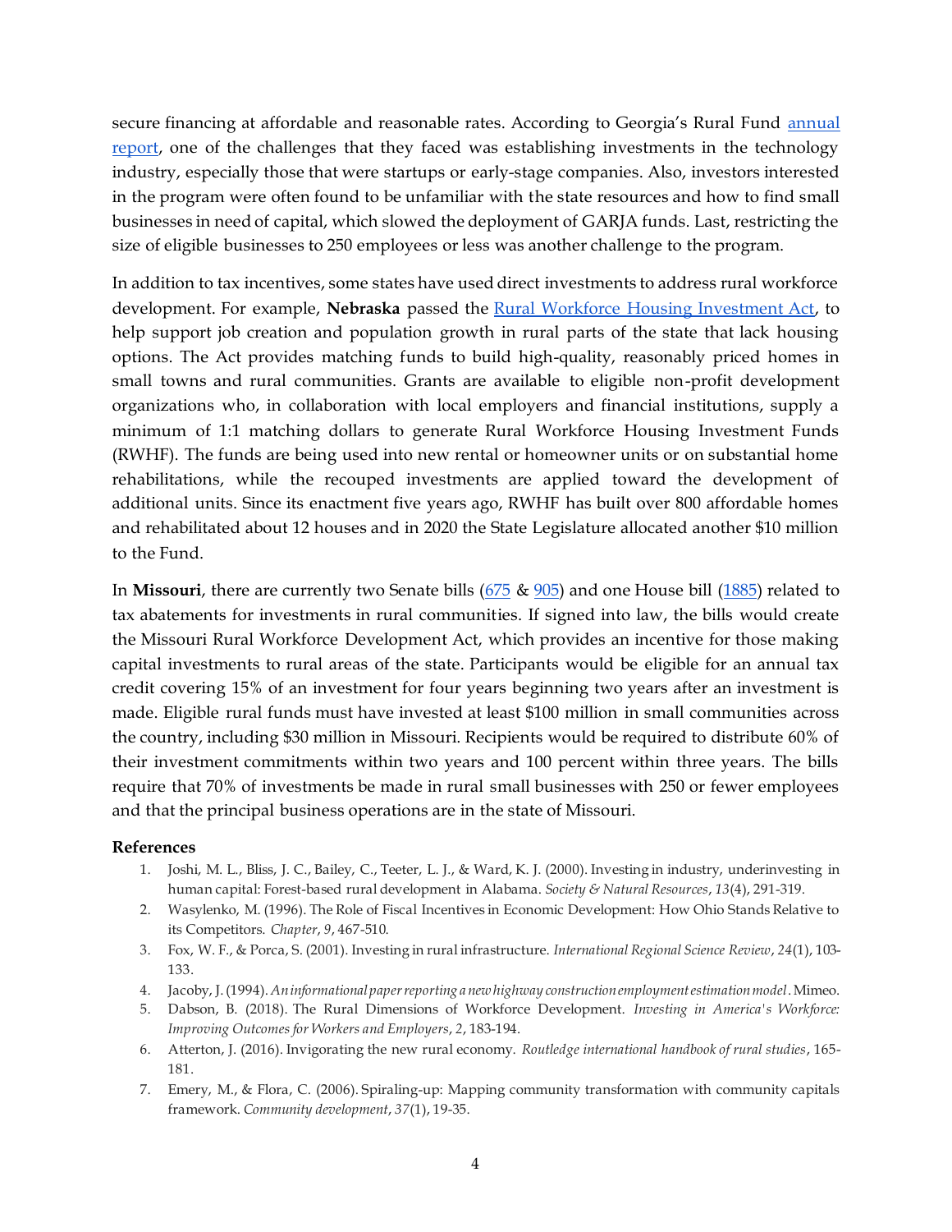secure financing at affordable and reasonable rates. According to Georgia's Rural Fund annual report, one of the challenges that they faced was establishing investments in the technology industry, especially those that were startups or early-stage companies. Also, investors interested in the program were often found to be unfamiliar with the state resources and how to find small businesses in need of capital, which slowed the deployment of GARJA funds. Last, restricting the size of eligible businesses to 250 employees or less was another challenge to the program.

In addition to tax incentives, some states have used direct investments to address rural workforce development. For example, **Nebraska** passed the Rural Workforce Housing Investment Act, to help support job creation and population growth in rural parts of the state that lack housing options. The Act provides matching funds to build high-quality, reasonably priced homes in small towns and rural communities. Grants are available to eligible non-profit development organizations who, in collaboration with local employers and financial institutions, supply a minimum of 1:1 matching dollars to generate Rural Workforce Housing Investment Funds (RWHF). The funds are being used into new rental or homeowner units or on substantial home rehabilitations, while the recouped investments are applied toward the development of additional units. Since its enactment five years ago, RWHF has built over 800 affordable homes and rehabilitated about 12 houses and in 2020 the State Legislature allocated another $10 million to the Fund.

In **Missouri**, there are currently two Senate bills (675 & 905) and one House bill (1885) related to tax abatements for investments in rural communities. If signed into law, the bills would create the Missouri Rural Workforce Development Act, which provides an incentive for those making capital investments to rural areas of the state. Participants would be eligible for an annual tax credit covering 15% of an investment for four years beginning two years after an investment is made. Eligible rural funds must have invested at least $100 million in small communities across the country, including $30 million in Missouri. Recipients would be required to distribute 60% of their investment commitments within two years and 100 percent within three years. The bills require that 70% of investments be made in rural small businesses with 250 or fewer employees and that the principal business operations are in the state of Missouri.

**References**

1. Joshi, M. L., Bliss, J. C., Bailey, C., Teeter, L. J., & Ward, K. J. (2000). Investing in industry, underinvesting in human capital: Forest-based rural development in Alabama. *Society & Natural Resources*, *13*(4), 291-319.
2. Wasylenko, M. (1996). The Role of Fiscal Incentives in Economic Development: How Ohio Stands Relative to its Competitors. *Chapter*, *9*, 467-510.
3. Fox, W. F., & Porca, S. (2001). Investing in rural infrastructure. *International Regional Science Review*, *24*(1), 103-133.
4. Jacoby, J. (1994). *An informational paper reporting a new highway construction employment estimation model*. Mimeo.
5. Dabson, B. (2018). The Rural Dimensions of Workforce Development. *Investing in America's Workforce: Improving Outcomes for Workers and Employers*, *2*, 183-194.
6. Atterton, J. (2016). Invigorating the new rural economy. *Routledge international handbook of rural studies*, 165-181.
7. Emery, M., & Flora, C. (2006). Spiraling-up: Mapping community transformation with community capitals framework. *Community development*, *37*(1), 19-35.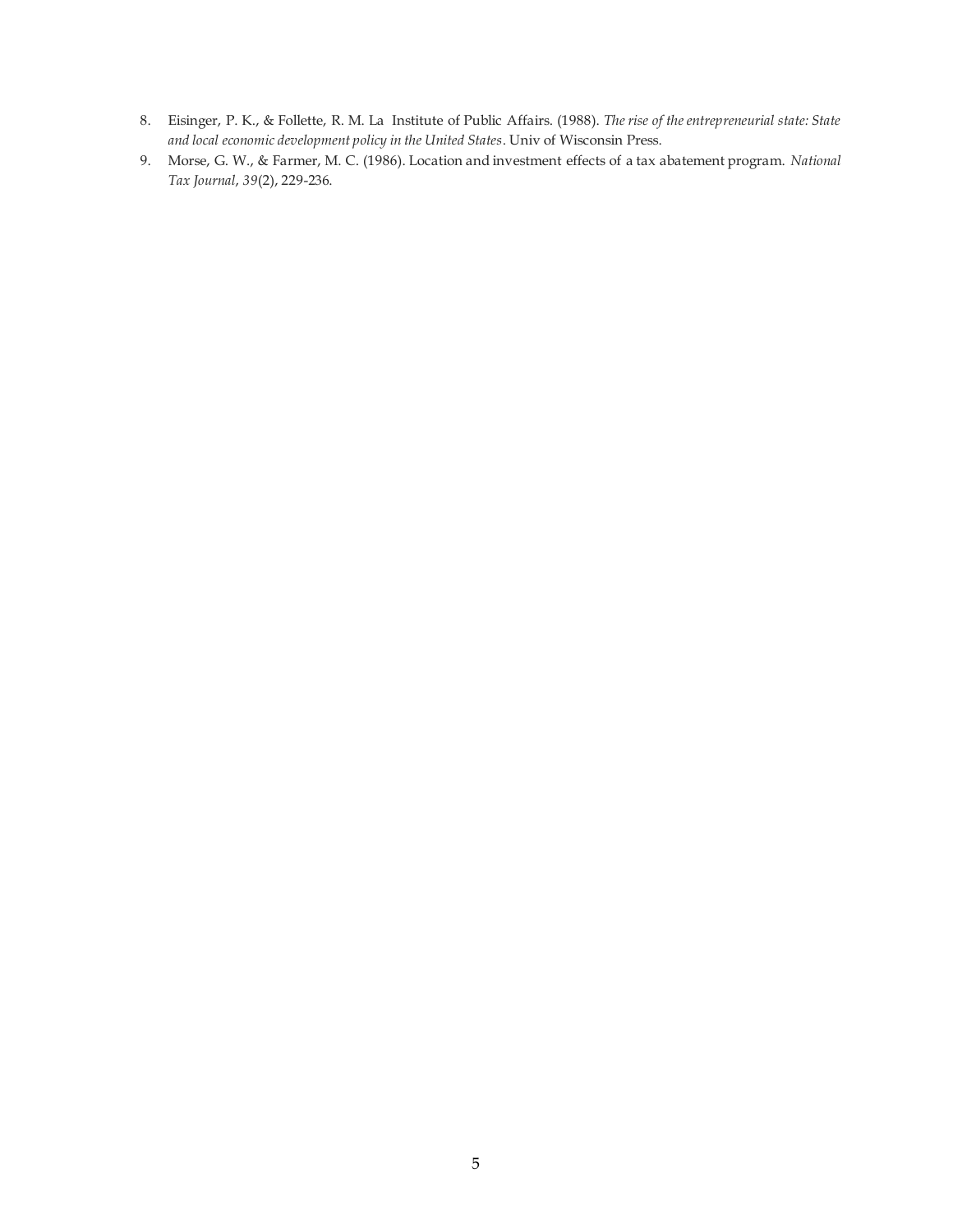8. Eisinger, P. K., & Follette, R. M. La Institute of Public Affairs. (1988). *The rise of the entrepreneurial state: State and local economic development policy in the United States*. Univ of Wisconsin Press.
9. Morse, G. W., & Farmer, M. C. (1986). Location and investment effects of a tax abatement program. *National Tax Journal*, *39*(2), 229-236.